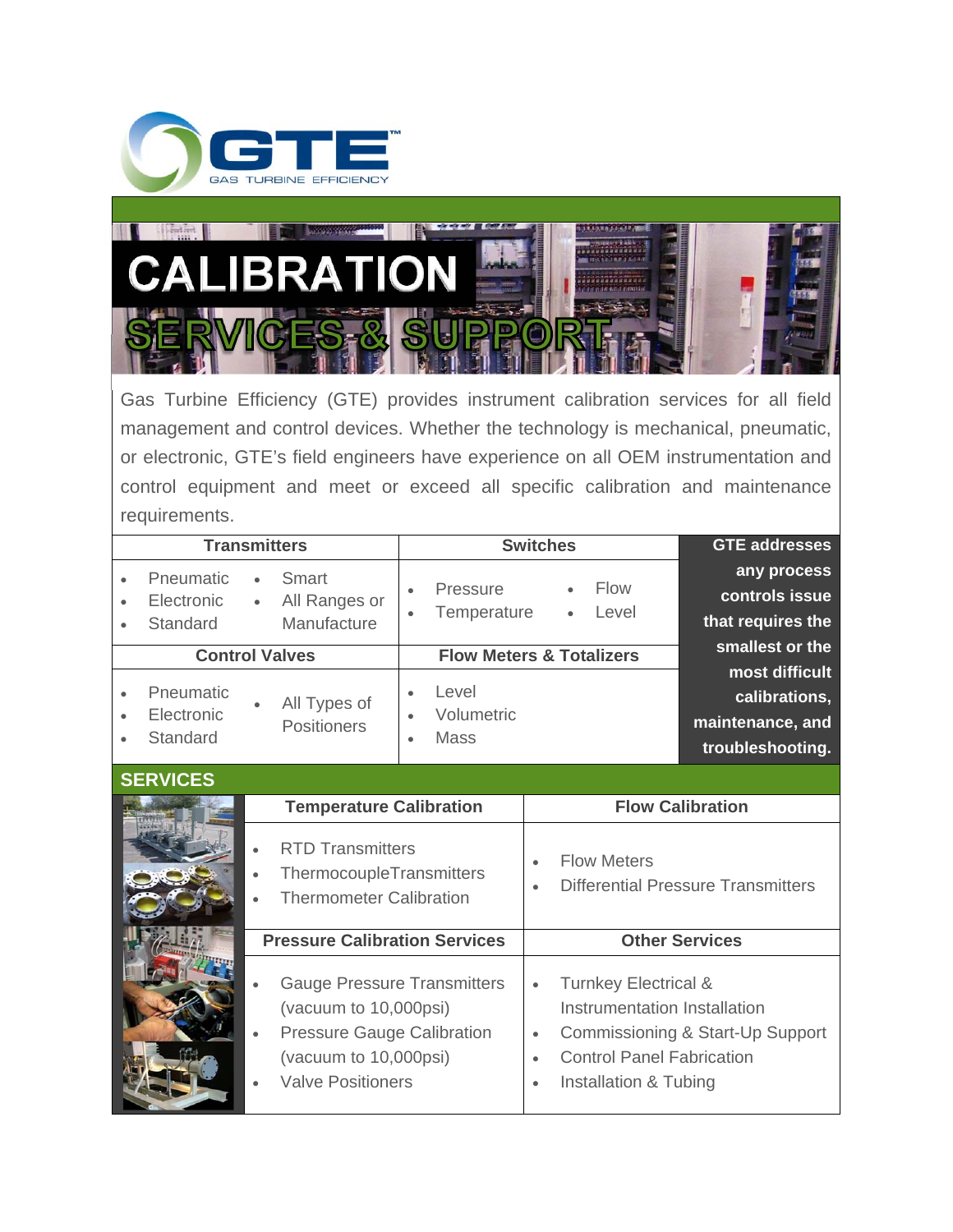GTE™ GAS TURBINE EFFICIENCY

# CALIBRATION
## SERVICES & SUPPORT

Gas Turbine Efficiency (GTE) provides instrument calibration services for all field management and control devices. Whether the technology is mechanical, pneumatic, or electronic, GTE's field engineers have experience on all OEM instrumentation and control equipment and meet or exceed all specific calibration and maintenance requirements.

| Transmitters | Switches |
|---|---|
| • Pneumatic<br>• Electronic<br>• Standard<br>• Smart<br>• All Ranges or Manufacture | • Pressure<br>• Temperature<br>• Flow<br>• Level |
| **Control Valves** | **Flow Meters & Totalizers** |
| • Pneumatic<br>• Electronic<br>• Standard<br>• All Types of Positioners | • Level<br>• Volumetric<br>• Mass |

**GTE addresses any process controls issue that requires the smallest or the most difficult calibrations, maintenance, and troubleshooting.**

## SERVICES

| Temperature Calibration | Flow Calibration |
|---|---|
| • RTD Transmitters<br>• ThermocoupleTransmitters<br>• Thermometer Calibration | • Flow Meters<br>• Differential Pressure Transmitters |
| **Pressure Calibration Services** | **Other Services** |
| • Gauge Pressure Transmitters (vacuum to 10,000psi)<br>• Pressure Gauge Calibration (vacuum to 10,000psi)<br>• Valve Positioners | • Turnkey Electrical & Instrumentation Installation<br>• Commissioning & Start-Up Support<br>• Control Panel Fabrication<br>• Installation & Tubing |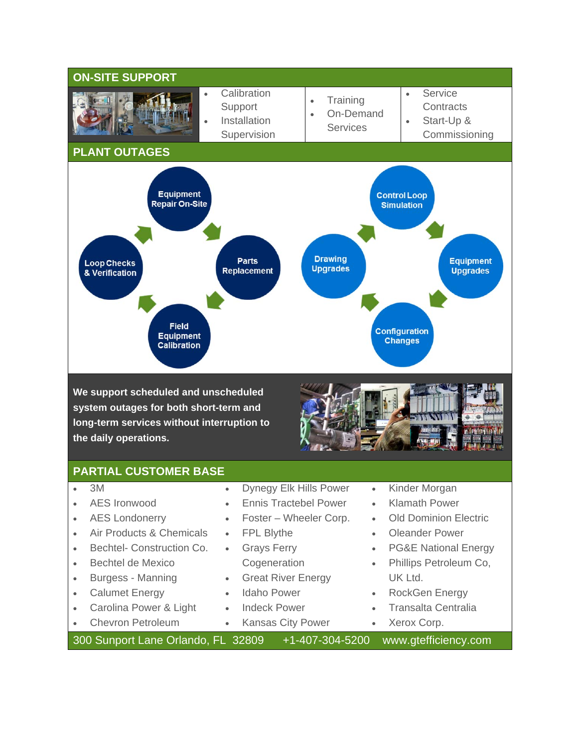## ON-SITE SUPPORT

- Calibration Support
- Installation Supervision
- Training
- On-Demand Services
- Service Contracts
- Start-Up & Commissioning

## PLANT OUTAGES

Equipment Repair On-Site

Parts Replacement

Field Equipment Calibration

Loop Checks & Verification

Control Loop Simulation

Equipment Upgrades

Configuration Changes

Drawing Upgrades

**We support scheduled and unscheduled system outages for both short-term and long-term services without interruption to the daily operations.**

## PARTIAL CUSTOMER BASE

- 3M
- AES Ironwood
- AES Londonerry
- Air Products & Chemicals
- Bechtel- Construction Co.
- Bechtel de Mexico
- Burgess - Manning
- Calumet Energy
- Carolina Power & Light
- Chevron Petroleum
- Dynegy Elk Hills Power
- Ennis Tractebel Power
- Foster – Wheeler Corp.
- FPL Blythe
- Grays Ferry Cogeneration
- Great River Energy
- Idaho Power
- Indeck Power
- Kansas City Power
- Kinder Morgan
- Klamath Power
- Old Dominion Electric
- Oleander Power
- PG&E National Energy
- Phillips Petroleum Co, UK Ltd.
- RockGen Energy
- Transalta Centralia
- Xerox Corp.

300 Sunport Lane Orlando, FL 32809 +1-407-304-5200 www.gtefficiency.com